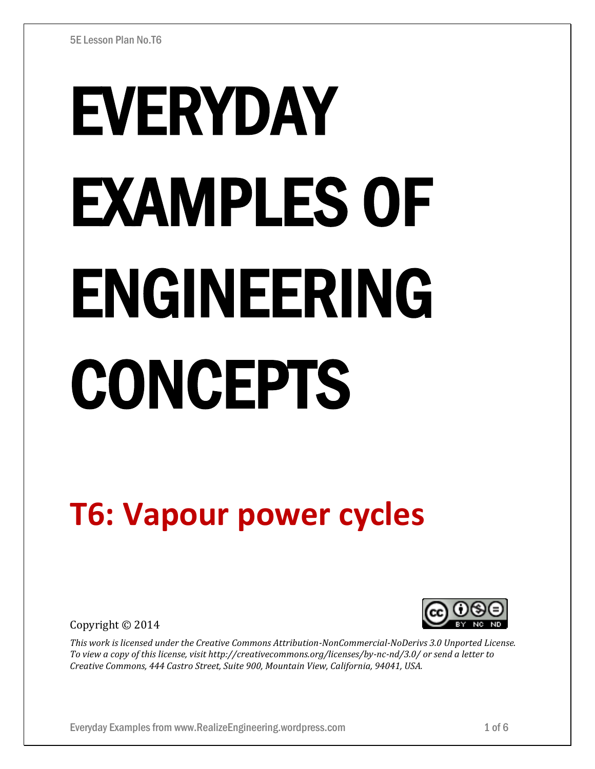# EVERYDAY EXAMPLES OF ENGINEERING CONCEPTS

## T6: Vapour power cycles

Copyright © 2014

*This work is licensed under the Creative Commons Attribution-NonCommercial-NoDerivs 3.0 Unported License. To view a copy of this license, visit http://creativecommons.org/licenses/by-nc-nd/3.0/ or send a letter to Creative Commons, 444 Castro Street, Suite 900, Mountain View, California, 94041, USA.*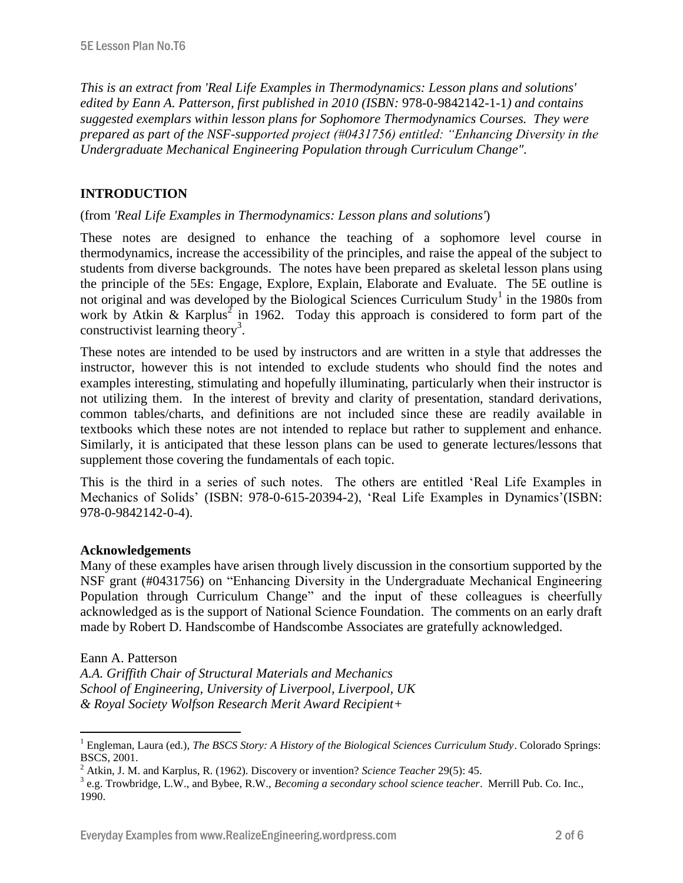*This is an extract from 'Real Life Examples in Thermodynamics: Lesson plans and solutions' edited by Eann A. Patterson, first published in 2010 (ISBN:* 978-0-9842142-1-1*) and contains suggested exemplars within lesson plans for Sophomore Thermodynamics Courses. They were prepared as part of the NSF-supported project (#0431756) entitled: "Enhancing Diversity in the Undergraduate Mechanical Engineering Population through Curriculum Change".*

## INTRODUCTION

(from *'Real Life Examples in Thermodynamics: Lesson plans and solutions'*)

These notes are designed to enhance the teaching of a sophomore level course in thermodynamics, increase the accessibility of the principles, and raise the appeal of the subject to students from diverse backgrounds. The notes have been prepared as skeletal lesson plans using the principle of the 5Es: Engage, Explore, Explain, Elaborate and Evaluate. The 5E outline is not original and was developed by the Biological Sciences Curriculum Study[1] in the 1980s from work by Atkin & Karplus[2] in 1962. Today this approach is considered to form part of the constructivist learning theory[3].

These notes are intended to be used by instructors and are written in a style that addresses the instructor, however this is not intended to exclude students who should find the notes and examples interesting, stimulating and hopefully illuminating, particularly when their instructor is not utilizing them. In the interest of brevity and clarity of presentation, standard derivations, common tables/charts, and definitions are not included since these are readily available in textbooks which these notes are not intended to replace but rather to supplement and enhance. Similarly, it is anticipated that these lesson plans can be used to generate lectures/lessons that supplement those covering the fundamentals of each topic.

This is the third in a series of such notes. The others are entitled 'Real Life Examples in Mechanics of Solids' (ISBN: 978-0-615-20394-2), 'Real Life Examples in Dynamics'(ISBN: 978-0-9842142-0-4).

**Acknowledgements**

Many of these examples have arisen through lively discussion in the consortium supported by the NSF grant (#0431756) on "Enhancing Diversity in the Undergraduate Mechanical Engineering Population through Curriculum Change" and the input of these colleagues is cheerfully acknowledged as is the support of National Science Foundation. The comments on an early draft made by Robert D. Handscombe of Handscombe Associates are gratefully acknowledged.

Eann A. Patterson
*A.A. Griffith Chair of Structural Materials and Mechanics*
*School of Engineering, University of Liverpool, Liverpool, UK*
*& Royal Society Wolfson Research Merit Award Recipient+*

---

[1] Engleman, Laura (ed.), *The BSCS Story: A History of the Biological Sciences Curriculum Study*. Colorado Springs: BSCS, 2001.

[2] Atkin, J. M. and Karplus, R. (1962). Discovery or invention? *Science Teacher* 29(5): 45.

[3] e.g. Trowbridge, L.W., and Bybee, R.W., *Becoming a secondary school science teacher*. Merrill Pub. Co. Inc., 1990.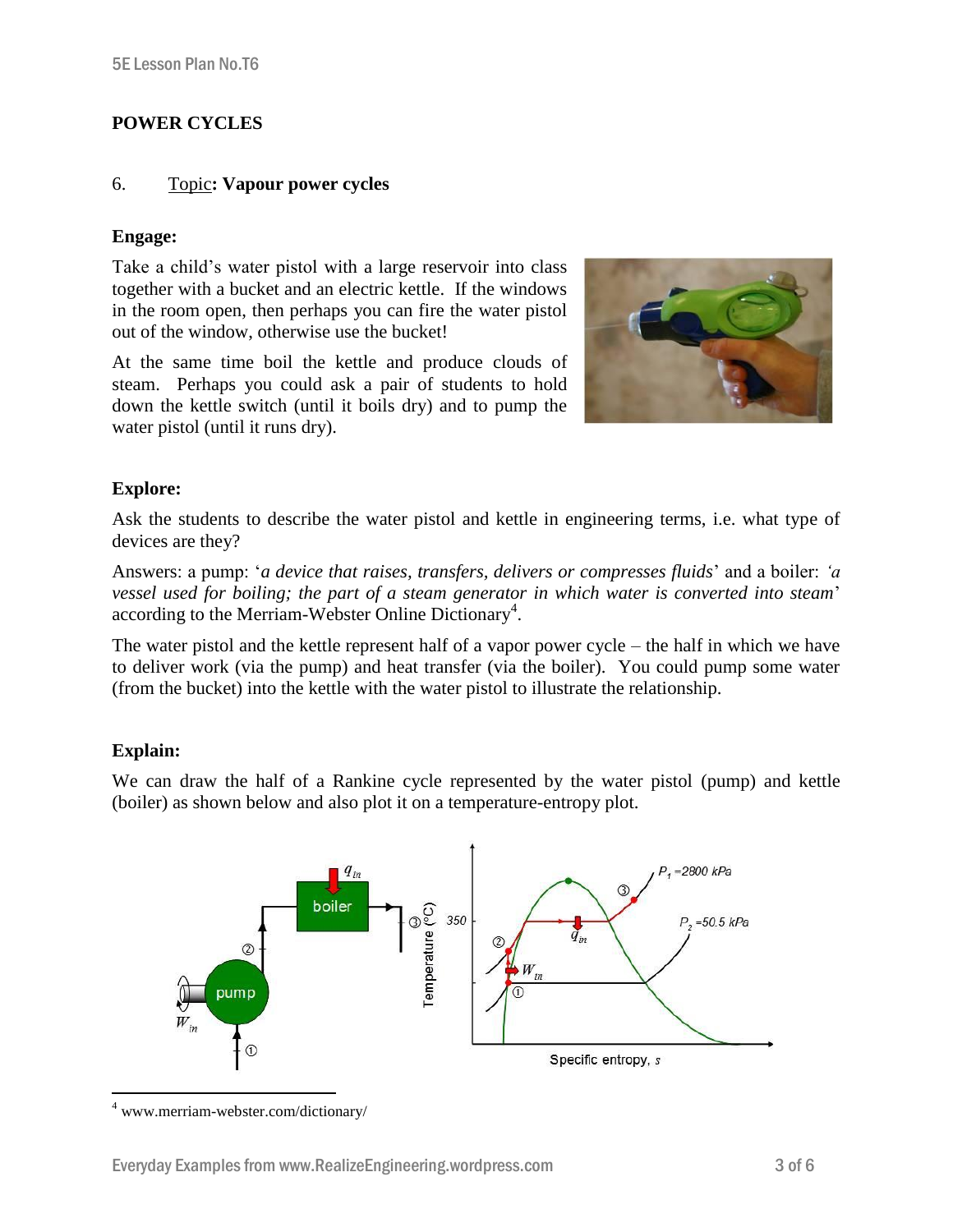# POWER CYCLES

6. Topic: **Vapour power cycles**

**Engage:**

Take a child's water pistol with a large reservoir into class together with a bucket and an electric kettle. If the windows in the room open, then perhaps you can fire the water pistol out of the window, otherwise use the bucket!

At the same time boil the kettle and produce clouds of steam. Perhaps you could ask a pair of students to hold down the kettle switch (until it boils dry) and to pump the water pistol (until it runs dry).

**Explore:**

Ask the students to describe the water pistol and kettle in engineering terms, i.e. what type of devices are they?

Answers: a pump: '*a device that raises, transfers, delivers or compresses fluids*' and a boiler: *'a vessel used for boiling; the part of a steam generator in which water is converted into steam*' according to the Merriam-Webster Online Dictionary[4].

The water pistol and the kettle represent half of a vapor power cycle – the half in which we have to deliver work (via the pump) and heat transfer (via the boiler). You could pump some water (from the bucket) into the kettle with the water pistol to illustrate the relationship.

**Explain:**

We can draw the half of a Rankine cycle represented by the water pistol (pump) and kettle (boiler) as shown below and also plot it on a temperature-entropy plot.

[4] www.merriam-webster.com/dictionary/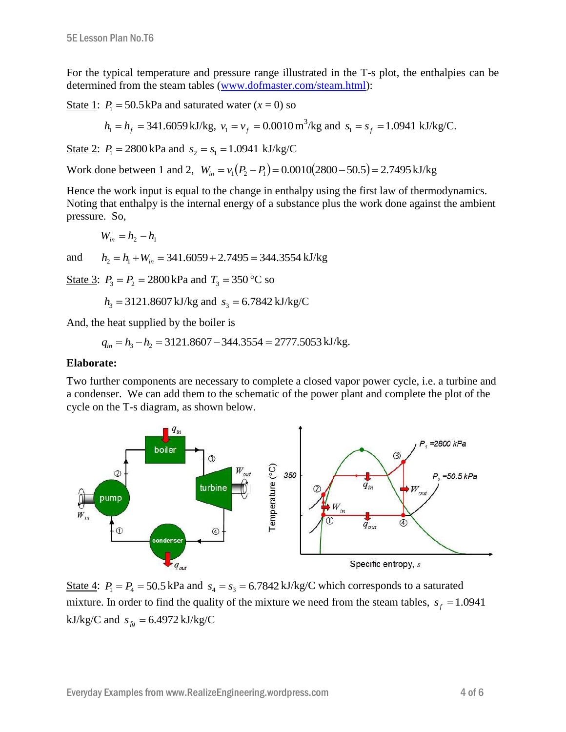For the typical temperature and pressure range illustrated in the T-s plot, the enthalpies can be determined from the steam tables (www.dofmaster.com/steam.html):

State 1: $P_1 = 50.5\,\text{kPa}$ and saturated water ($x = 0$) so

$$h_1 = h_f = 341.6059\,\text{kJ/kg},\ v_1 = v_f = 0.0010\,\text{m}^3\text{/kg and } s_1 = s_f = 1.0941\ \text{kJ/kg/C}.$$

State 2: $P_1 = 2800\,\text{kPa}$ and $s_2 = s_1 = 1.0941\ \text{kJ/kg/C}$

Work done between 1 and 2, $W_{in} = v_1(P_2 - P_1) = 0.0010(2800 - 50.5) = 2.7495\,\text{kJ/kg}$

Hence the work input is equal to the change in enthalpy using the first law of thermodynamics. Noting that enthalpy is the internal energy of a substance plus the work done against the ambient pressure. So,

$$W_{in} = h_2 - h_1$$

and $\quad h_2 = h_1 + W_{in} = 341.6059 + 2.7495 = 344.3554\,\text{kJ/kg}$

State 3: $P_3 = P_2 = 2800\,\text{kPa}$ and $T_3 = 350\,°\text{C}$ so

$$h_3 = 3121.8607\,\text{kJ/kg and } s_3 = 6.7842\,\text{kJ/kg/C}$$

And, the heat supplied by the boiler is

$$q_{in} = h_3 - h_2 = 3121.8607 - 344.3554 = 2777.5053\,\text{kJ/kg}.$$

**Elaborate:**

Two further components are necessary to complete a closed vapor power cycle, i.e. a turbine and a condenser. We can add them to the schematic of the power plant and complete the plot of the cycle on the T-s diagram, as shown below.

State 4: $P_1 = P_4 = 50.5\,\text{kPa}$ and $s_4 = s_3 = 6.7842\,\text{kJ/kg/C}$ which corresponds to a saturated mixture. In order to find the quality of the mixture we need from the steam tables, $s_f = 1.0941$ kJ/kg/C and $s_{fg} = 6.4972\,\text{kJ/kg/C}$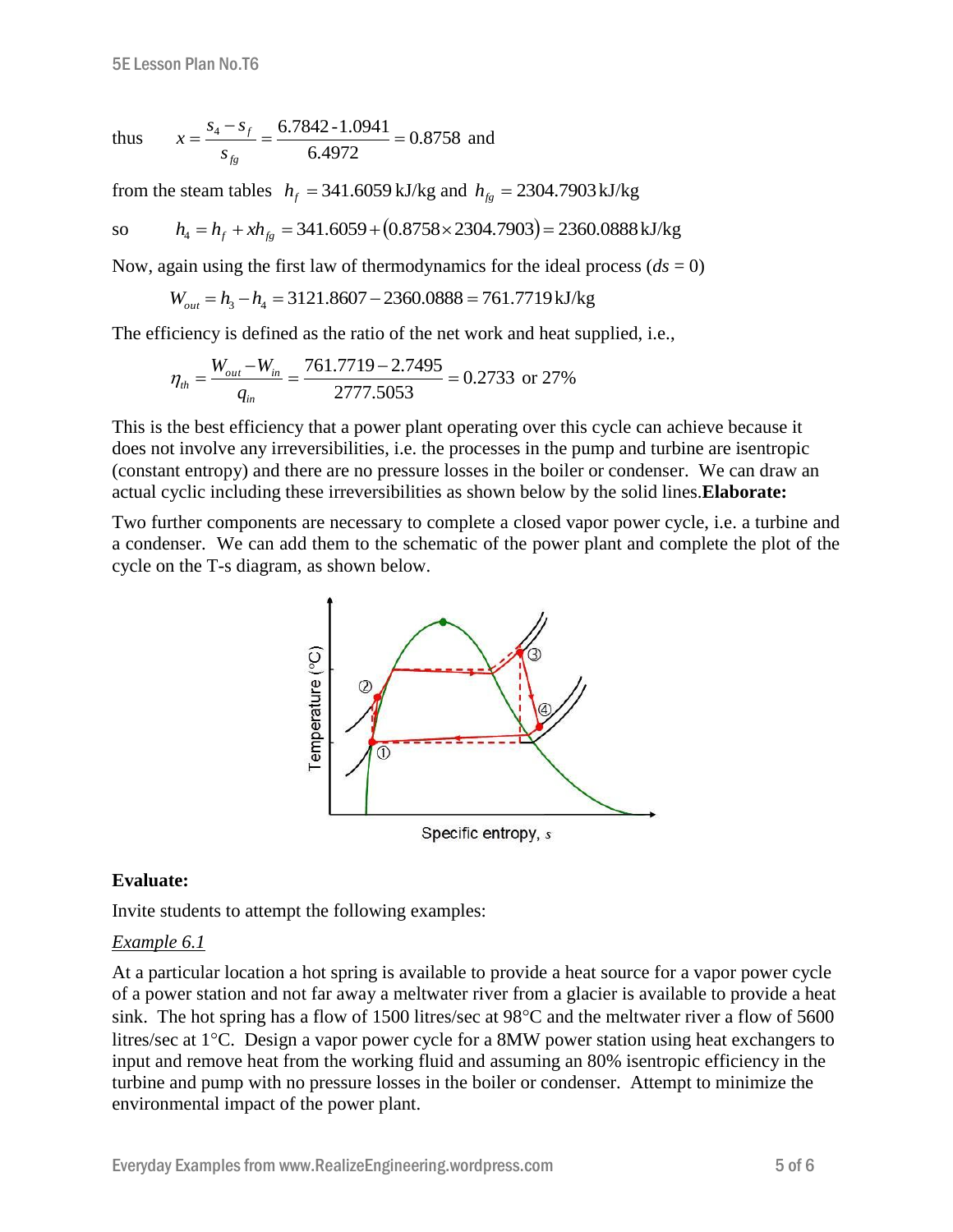thus $\quad x = \dfrac{s_4 - s_f}{s_{fg}} = \dfrac{6.7842 - 1.0941}{6.4972} = 0.8758$ and

from the steam tables $h_f = 341.6059\,\text{kJ/kg}$ and $h_{fg} = 2304.7903\,\text{kJ/kg}$

so $\quad h_4 = h_f + xh_{fg} = 341.6059 + (0.8758 \times 2304.7903) = 2360.0888\,\text{kJ/kg}$

Now, again using the first law of thermodynamics for the ideal process ($ds = 0$)

$$W_{out} = h_3 - h_4 = 3121.8607 - 2360.0888 = 761.7719\,\text{kJ/kg}$$

The efficiency is defined as the ratio of the net work and heat supplied, i.e.,

$$\eta_{th} = \frac{W_{out} - W_{in}}{q_{in}} = \frac{761.7719 - 2.7495}{2777.5053} = 0.2733 \text{ or } 27\%$$

This is the best efficiency that a power plant operating over this cycle can achieve because it does not involve any irreversibilities, i.e. the processes in the pump and turbine are isentropic (constant entropy) and there are no pressure losses in the boiler or condenser. We can draw an actual cyclic including these irreversibilities as shown below by the solid lines.**Elaborate:**

Two further components are necessary to complete a closed vapor power cycle, i.e. a turbine and a condenser. We can add them to the schematic of the power plant and complete the plot of the cycle on the T-s diagram, as shown below.

**Evaluate:**

Invite students to attempt the following examples:

*Example 6.1*

At a particular location a hot spring is available to provide a heat source for a vapor power cycle of a power station and not far away a meltwater river from a glacier is available to provide a heat sink. The hot spring has a flow of 1500 litres/sec at 98°C and the meltwater river a flow of 5600 litres/sec at 1°C. Design a vapor power cycle for a 8MW power station using heat exchangers to input and remove heat from the working fluid and assuming an 80% isentropic efficiency in the turbine and pump with no pressure losses in the boiler or condenser. Attempt to minimize the environmental impact of the power plant.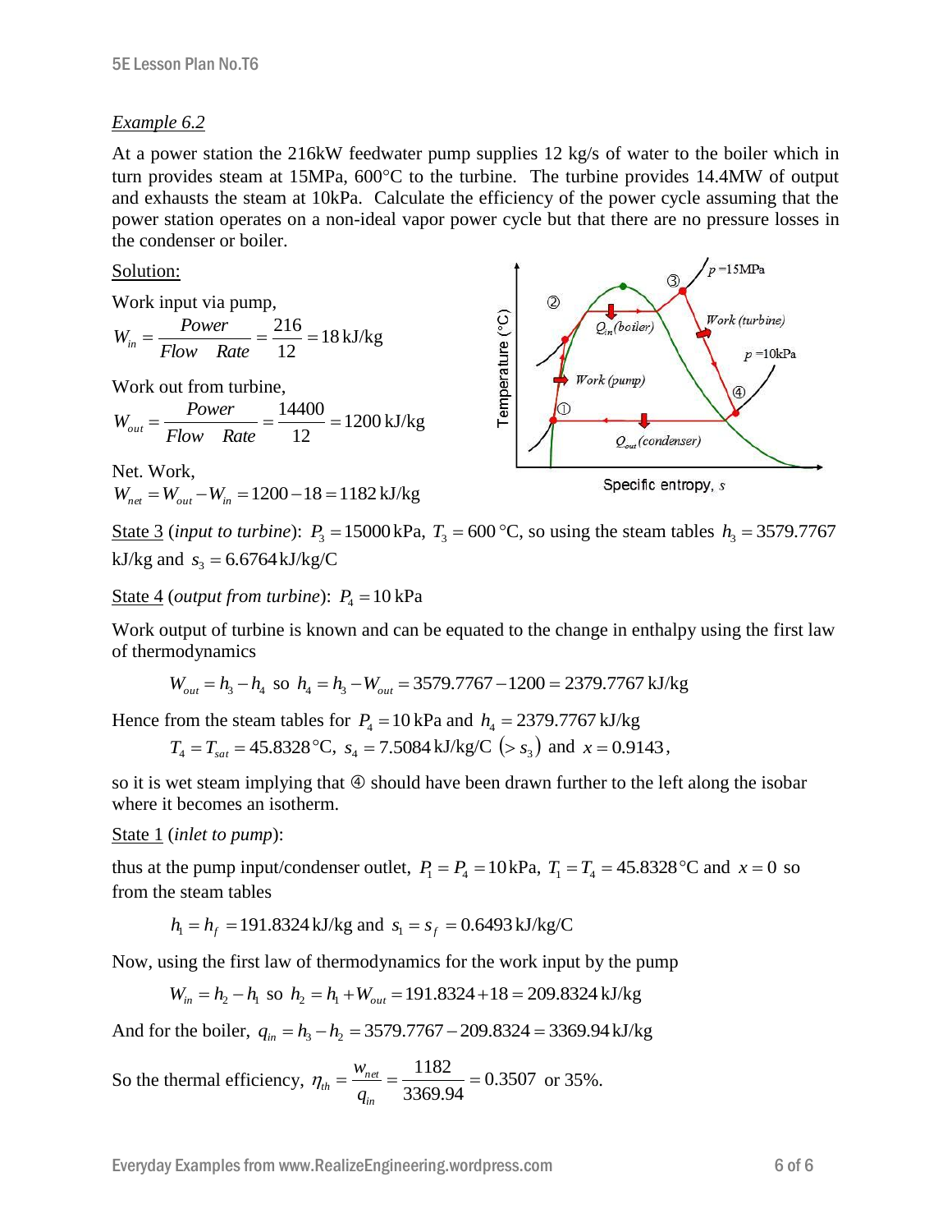*Example 6.2*

At a power station the 216kW feedwater pump supplies 12 kg/s of water to the boiler which in turn provides steam at 15MPa, 600°C to the turbine. The turbine provides 14.4MW of output and exhausts the steam at 10kPa. Calculate the efficiency of the power cycle assuming that the power station operates on a non-ideal vapor power cycle but that there are no pressure losses in the condenser or boiler.

Solution:

Work input via pump,

$$W_{in} = \frac{Power}{Flow \quad Rate} = \frac{216}{12} = 18\,\text{kJ/kg}$$

Work out from turbine,

$$W_{out} = \frac{Power}{Flow \quad Rate} = \frac{14400}{12} = 1200\,\text{kJ/kg}$$

Net. Work,

$W_{net} = W_{out} - W_{in} = 1200 - 18 = 1182\,\text{kJ/kg}$

Temperature (°C)

Specific entropy, $s$

$p$ =15MPa

$p$ =10kPa

① ② ③ ④

$Q_{in}$(boiler)

Work (turbine)

Work (pump)

$Q_{out}$(condenser)

State 3 (*input to turbine*): $P_3 = 15000\,\text{kPa}$, $T_3 = 600\,°\text{C}$, so using the steam tables $h_3 = 3579.7767$ kJ/kg and $s_3 = 6.6764\,\text{kJ/kg/C}$

State 4 (*output from turbine*): $P_4 = 10\,\text{kPa}$

Work output of turbine is known and can be equated to the change in enthalpy using the first law of thermodynamics

$$W_{out} = h_3 - h_4 \text{ so } h_4 = h_3 - W_{out} = 3579.7767 - 1200 = 2379.7767\,\text{kJ/kg}$$

Hence from the steam tables for $P_4 = 10\,\text{kPa}$ and $h_4 = 2379.7767\,\text{kJ/kg}$

$$T_4 = T_{sat} = 45.8328\,°\text{C},\ s_4 = 7.5084\,\text{kJ/kg/C}\ (> s_3) \text{ and } x = 0.9143,$$

so it is wet steam implying that ④ should have been drawn further to the left along the isobar where it becomes an isotherm.

State 1 (*inlet to pump*):

thus at the pump input/condenser outlet, $P_1 = P_4 = 10\,\text{kPa}$, $T_1 = T_4 = 45.8328\,°\text{C}$ and $x = 0$ so from the steam tables

$$h_1 = h_f = 191.8324\,\text{kJ/kg and } s_1 = s_f = 0.6493\,\text{kJ/kg/C}$$

Now, using the first law of thermodynamics for the work input by the pump

$$W_{in} = h_2 - h_1 \text{ so } h_2 = h_1 + W_{out} = 191.8324 + 18 = 209.8324\,\text{kJ/kg}$$

And for the boiler, $q_{in} = h_3 - h_2 = 3579.7767 - 209.8324 = 3369.94\,\text{kJ/kg}$

So the thermal efficiency, $\eta_{th} = \dfrac{w_{net}}{q_{in}} = \dfrac{1182}{3369.94} = 0.3507$ or 35%.